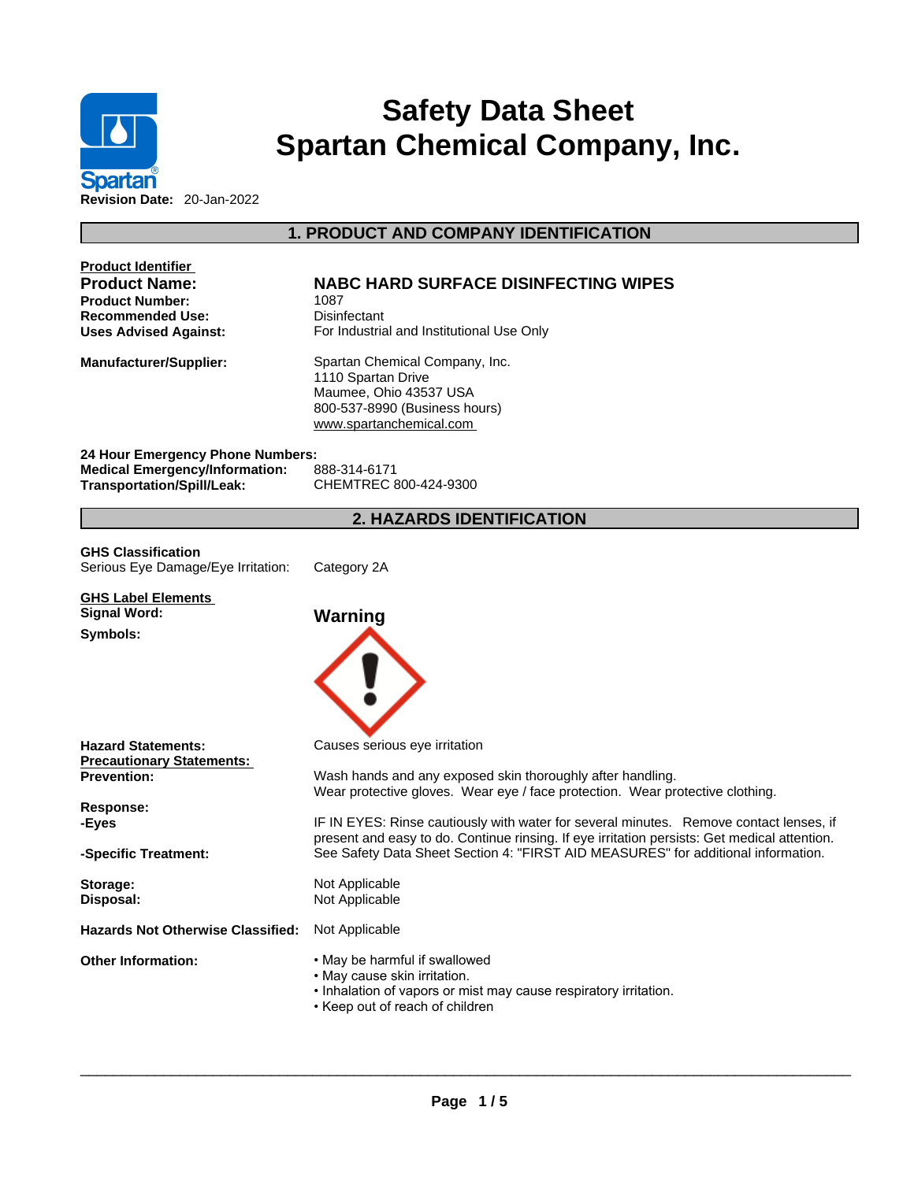# Safety Data Sheet
# Spartan Chemical Company, Inc.

**Revision Date:** 20-Jan-2022

## 1. PRODUCT AND COMPANY IDENTIFICATION

**Product Identifier**

| | |
|---|---|
| **Product Name:** | **NABC HARD SURFACE DISINFECTING WIPES** |
| **Product Number:** | 1087 |
| **Recommended Use:** | Disinfectant |
| **Uses Advised Against:** | For Industrial and Institutional Use Only |
| **Manufacturer/Supplier:** | Spartan Chemical Company, Inc.<br>1110 Spartan Drive<br>Maumee, Ohio 43537 USA<br>800-537-8990 (Business hours)<br>www.spartanchemical.com |

**24 Hour Emergency Phone Numbers:**

| | |
|---|---|
| **Medical Emergency/Information:** | 888-314-6171 |
| **Transportation/Spill/Leak:** | CHEMTREC 800-424-9300 |

## 2. HAZARDS IDENTIFICATION

**GHS Classification**

Serious Eye Damage/Eye Irritation: Category 2A

**GHS Label Elements**

**Signal Word:** **Warning**

**Symbols:**

**Hazard Statements:** Causes serious eye irritation

**Precautionary Statements:**

**Prevention:** Wash hands and any exposed skin thoroughly after handling. Wear protective gloves. Wear eye / face protection. Wear protective clothing.

**Response:**

**-Eyes:** IF IN EYES: Rinse cautiously with water for several minutes. Remove contact lenses, if present and easy to do. Continue rinsing. If eye irritation persists: Get medical attention.

**-Specific Treatment:** See Safety Data Sheet Section 4: "FIRST AID MEASURES" for additional information.

**Storage:** Not Applicable

**Disposal:** Not Applicable

**Hazards Not Otherwise Classified:** Not Applicable

**Other Information:**

- May be harmful if swallowed
- May cause skin irritation.
- Inhalation of vapors or mist may cause respiratory irritation.
- Keep out of reach of children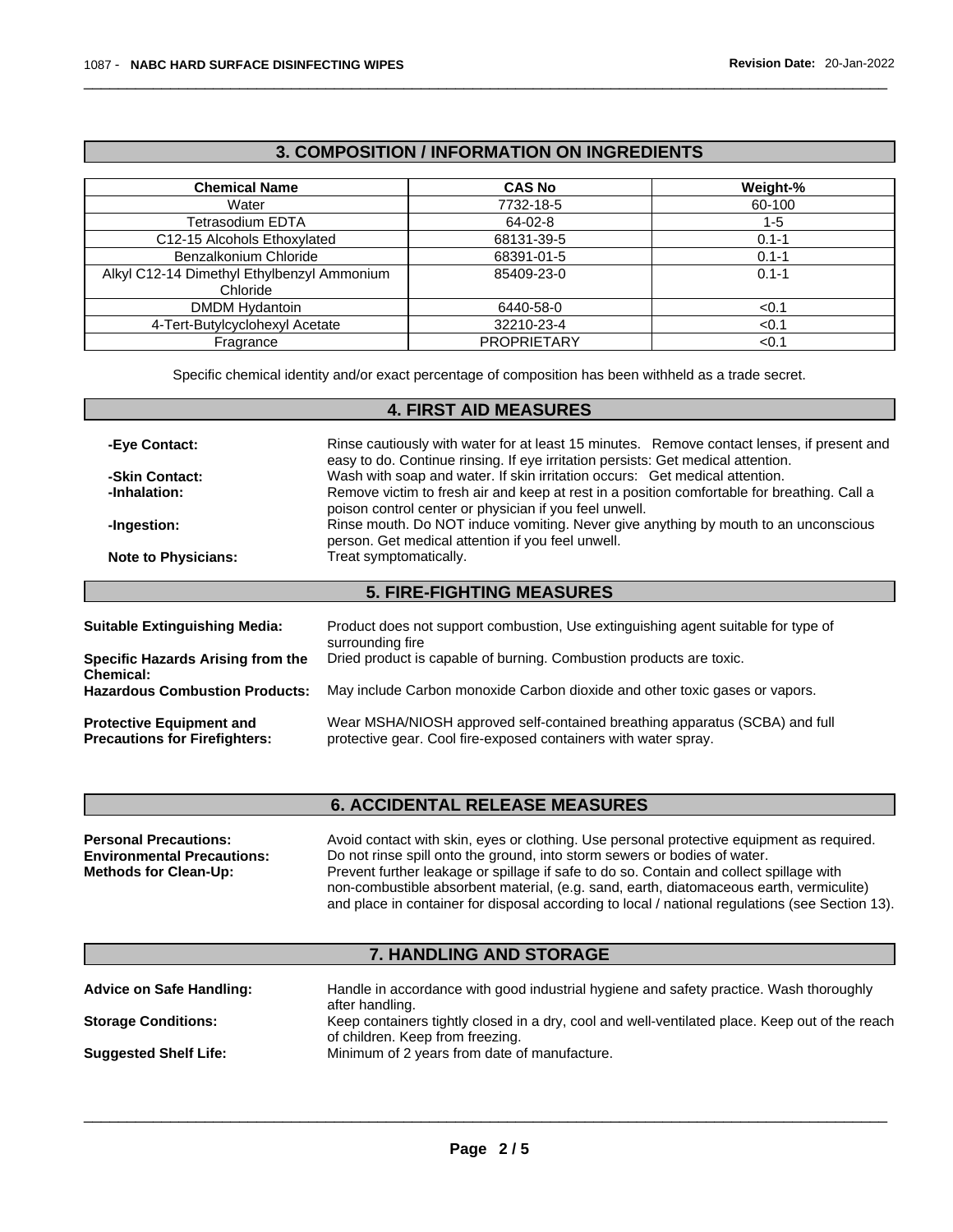## 3. COMPOSITION / INFORMATION ON INGREDIENTS

| Chemical Name | CAS No | Weight-% |
|---|---|---|
| Water | 7732-18-5 | 60-100 |
| Tetrasodium EDTA | 64-02-8 | 1-5 |
| C12-15 Alcohols Ethoxylated | 68131-39-5 | 0.1-1 |
| Benzalkonium Chloride | 68391-01-5 | 0.1-1 |
| Alkyl C12-14 Dimethyl Ethylbenzyl Ammonium Chloride | 85409-23-0 | 0.1-1 |
| DMDM Hydantoin | 6440-58-0 | <0.1 |
| 4-Tert-Butylcyclohexyl Acetate | 32210-23-4 | <0.1 |
| Fragrance | PROPRIETARY | <0.1 |

Specific chemical identity and/or exact percentage of composition has been withheld as a trade secret.

## 4. FIRST AID MEASURES

**-Eye Contact:** Rinse cautiously with water for at least 15 minutes. Remove contact lenses, if present and easy to do. Continue rinsing. If eye irritation persists: Get medical attention.

**-Skin Contact:** Wash with soap and water. If skin irritation occurs: Get medical attention.

**-Inhalation:** Remove victim to fresh air and keep at rest in a position comfortable for breathing. Call a poison control center or physician if you feel unwell.

**-Ingestion:** Rinse mouth. Do NOT induce vomiting. Never give anything by mouth to an unconscious person. Get medical attention if you feel unwell.

**Note to Physicians:** Treat symptomatically.

## 5. FIRE-FIGHTING MEASURES

**Suitable Extinguishing Media:** Product does not support combustion, Use extinguishing agent suitable for type of surrounding fire

**Specific Hazards Arising from the Chemical:** Dried product is capable of burning. Combustion products are toxic.

**Hazardous Combustion Products:** May include Carbon monoxide Carbon dioxide and other toxic gases or vapors.

**Protective Equipment and Precautions for Firefighters:** Wear MSHA/NIOSH approved self-contained breathing apparatus (SCBA) and full protective gear. Cool fire-exposed containers with water spray.

## 6. ACCIDENTAL RELEASE MEASURES

**Personal Precautions:** Avoid contact with skin, eyes or clothing. Use personal protective equipment as required.

**Environmental Precautions:** Do not rinse spill onto the ground, into storm sewers or bodies of water.

**Methods for Clean-Up:** Prevent further leakage or spillage if safe to do so. Contain and collect spillage with non-combustible absorbent material, (e.g. sand, earth, diatomaceous earth, vermiculite) and place in container for disposal according to local / national regulations (see Section 13).

## 7. HANDLING AND STORAGE

**Advice on Safe Handling:** Handle in accordance with good industrial hygiene and safety practice. Wash thoroughly after handling.

**Storage Conditions:** Keep containers tightly closed in a dry, cool and well-ventilated place. Keep out of the reach of children. Keep from freezing.

**Suggested Shelf Life:** Minimum of 2 years from date of manufacture.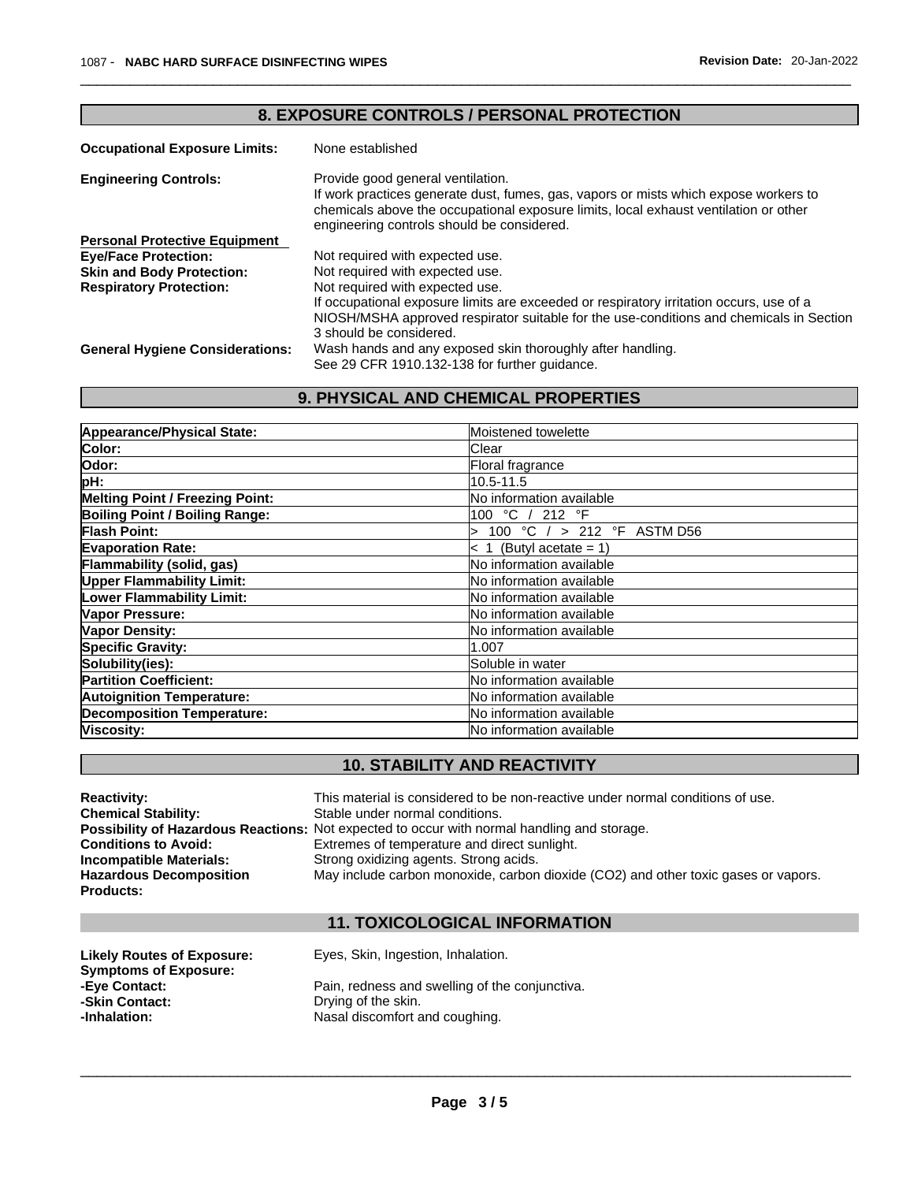## 8. EXPOSURE CONTROLS / PERSONAL PROTECTION

**Occupational Exposure Limits:** None established

**Engineering Controls:** Provide good general ventilation.
If work practices generate dust, fumes, gas, vapors or mists which expose workers to chemicals above the occupational exposure limits, local exhaust ventilation or other engineering controls should be considered.

**Personal Protective Equipment**

**Eye/Face Protection:** Not required with expected use.

**Skin and Body Protection:** Not required with expected use.

**Respiratory Protection:** Not required with expected use.
If occupational exposure limits are exceeded or respiratory irritation occurs, use of a NIOSH/MSHA approved respirator suitable for the use-conditions and chemicals in Section 3 should be considered.

**General Hygiene Considerations:** Wash hands and any exposed skin thoroughly after handling.
See 29 CFR 1910.132-138 for further guidance.

## 9. PHYSICAL AND CHEMICAL PROPERTIES

| | |
|---|---|
| **Appearance/Physical State:** | Moistened towelette |
| **Color:** | Clear |
| **Odor:** | Floral fragrance |
| **pH:** | 10.5-11.5 |
| **Melting Point / Freezing Point:** | No information available |
| **Boiling Point / Boiling Range:** | 100 °C / 212 °F |
| **Flash Point:** | > 100 °C / > 212 °F ASTM D56 |
| **Evaporation Rate:** | < 1 (Butyl acetate = 1) |
| **Flammability (solid, gas)** | No information available |
| **Upper Flammability Limit:** | No information available |
| **Lower Flammability Limit:** | No information available |
| **Vapor Pressure:** | No information available |
| **Vapor Density:** | No information available |
| **Specific Gravity:** | 1.007 |
| **Solubility(ies):** | Soluble in water |
| **Partition Coefficient:** | No information available |
| **Autoignition Temperature:** | No information available |
| **Decomposition Temperature:** | No information available |
| **Viscosity:** | No information available |

## 10. STABILITY AND REACTIVITY

**Reactivity:** This material is considered to be non-reactive under normal conditions of use.

**Chemical Stability:** Stable under normal conditions.

**Possibility of Hazardous Reactions:** Not expected to occur with normal handling and storage.

**Conditions to Avoid:** Extremes of temperature and direct sunlight.

**Incompatible Materials:** Strong oxidizing agents. Strong acids.

**Hazardous Decomposition Products:** May include carbon monoxide, carbon dioxide ($CO_2$) and other toxic gases or vapors.

## 11. TOXICOLOGICAL INFORMATION

**Likely Routes of Exposure:** Eyes, Skin, Ingestion, Inhalation.

**Symptoms of Exposure:**

**-Eye Contact:** Pain, redness and swelling of the conjunctiva.

**-Skin Contact:** Drying of the skin.

**-Inhalation:** Nasal discomfort and coughing.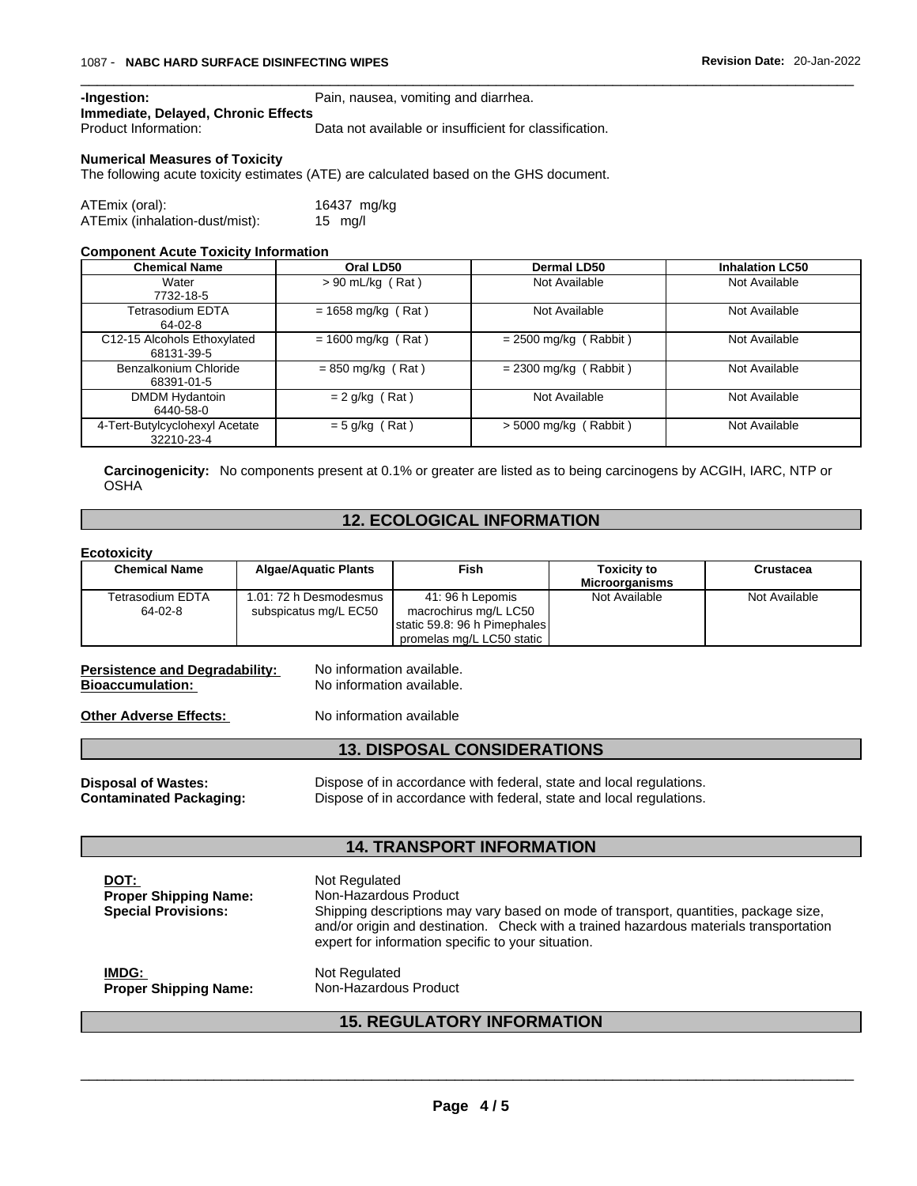**-Ingestion:** Pain, nausea, vomiting and diarrhea.

**Immediate, Delayed, Chronic Effects**

Product Information: Data not available or insufficient for classification.

**Numerical Measures of Toxicity**

The following acute toxicity estimates (ATE) are calculated based on the GHS document.

ATEmix (oral): 16437 mg/kg

ATEmix (inhalation-dust/mist): 15 mg/l

**Component Acute Toxicity Information**

| Chemical Name | Oral LD50 | Dermal LD50 | Inhalation LC50 |
|---|---|---|---|
| Water<br>7732-18-5 | > 90 mL/kg ( Rat ) | Not Available | Not Available |
| Tetrasodium EDTA<br>64-02-8 | = 1658 mg/kg ( Rat ) | Not Available | Not Available |
| C12-15 Alcohols Ethoxylated<br>68131-39-5 | = 1600 mg/kg ( Rat ) | = 2500 mg/kg ( Rabbit ) | Not Available |
| Benzalkonium Chloride<br>68391-01-5 | = 850 mg/kg ( Rat ) | = 2300 mg/kg ( Rabbit ) | Not Available |
| DMDM Hydantoin<br>6440-58-0 | = 2 g/kg ( Rat ) | Not Available | Not Available |
| 4-Tert-Butylcyclohexyl Acetate<br>32210-23-4 | = 5 g/kg ( Rat ) | > 5000 mg/kg ( Rabbit ) | Not Available |

**Carcinogenicity:** No components present at 0.1% or greater are listed as to being carcinogens by ACGIH, IARC, NTP or OSHA

## 12. ECOLOGICAL INFORMATION

**Ecotoxicity**

| Chemical Name | Algae/Aquatic Plants | Fish | Toxicity to Microorganisms | Crustacea |
|---|---|---|---|---|
| Tetrasodium EDTA<br>64-02-8 | 1.01: 72 h Desmodesmus subspicatus mg/L EC50 | 41: 96 h Lepomis macrochirus mg/L LC50 static 59.8: 96 h Pimephales promelas mg/L LC50 static | Not Available | Not Available |

**Persistence and Degradability:** No information available.

**Bioaccumulation:** No information available.

**Other Adverse Effects:** No information available

## 13. DISPOSAL CONSIDERATIONS

**Disposal of Wastes:** Dispose of in accordance with federal, state and local regulations.

**Contaminated Packaging:** Dispose of in accordance with federal, state and local regulations.

## 14. TRANSPORT INFORMATION

**DOT:** Not Regulated

**Proper Shipping Name:** Non-Hazardous Product

**Special Provisions:** Shipping descriptions may vary based on mode of transport, quantities, package size, and/or origin and destination. Check with a trained hazardous materials transportation expert for information specific to your situation.

**IMDG:** Not Regulated

**Proper Shipping Name:** Non-Hazardous Product

## 15. REGULATORY INFORMATION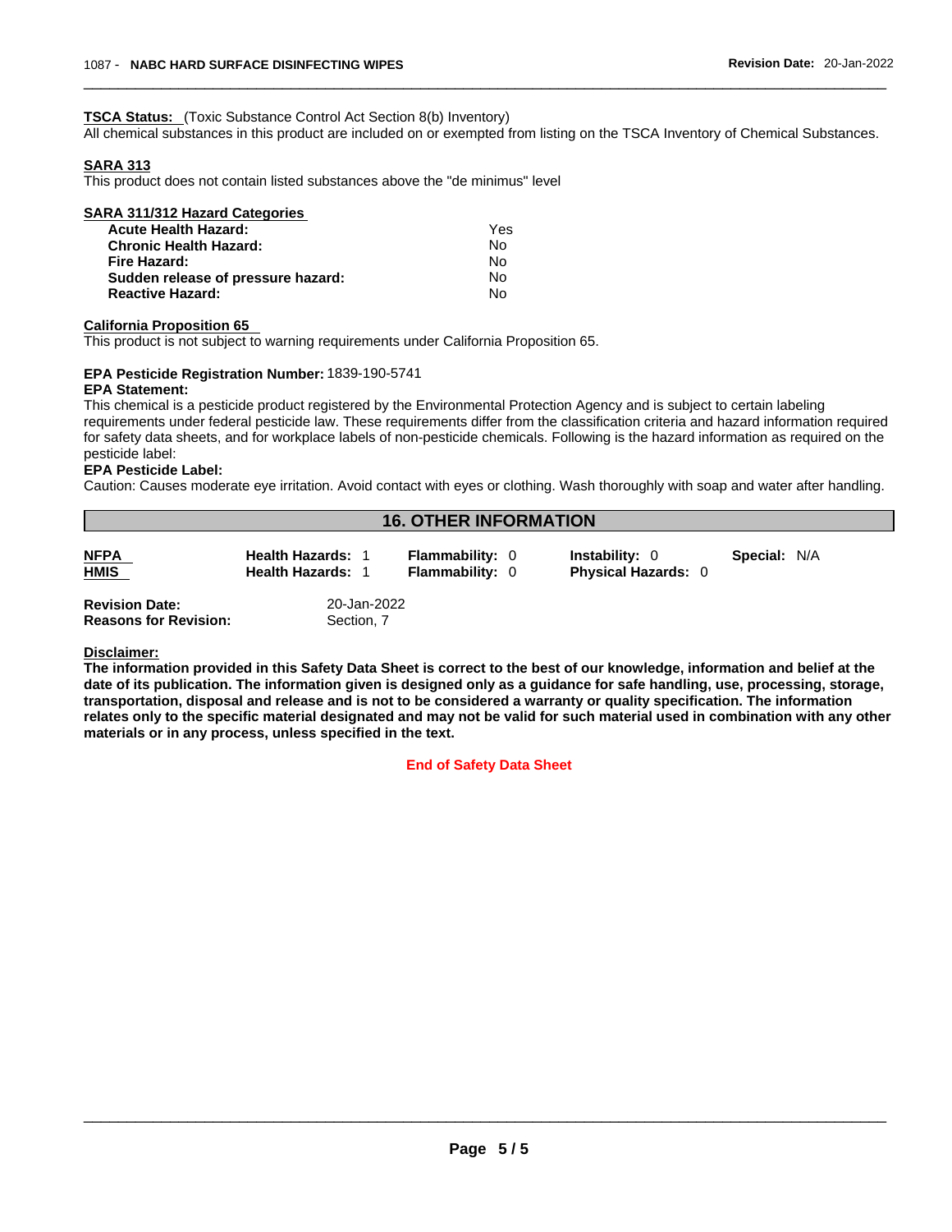**TSCA Status:** (Toxic Substance Control Act Section 8(b) Inventory)
All chemical substances in this product are included on or exempted from listing on the TSCA Inventory of Chemical Substances.

**SARA 313**
This product does not contain listed substances above the "de minimus" level

**SARA 311/312 Hazard Categories**

| | |
|---|---|
| **Acute Health Hazard:** | Yes |
| **Chronic Health Hazard:** | No |
| **Fire Hazard:** | No |
| **Sudden release of pressure hazard:** | No |
| **Reactive Hazard:** | No |

**California Proposition 65**
This product is not subject to warning requirements under California Proposition 65.

**EPA Pesticide Registration Number:** 1839-190-5741
**EPA Statement:**
This chemical is a pesticide product registered by the Environmental Protection Agency and is subject to certain labeling requirements under federal pesticide law. These requirements differ from the classification criteria and hazard information required for safety data sheets, and for workplace labels of non-pesticide chemicals. Following is the hazard information as required on the pesticide label:
**EPA Pesticide Label:**
Caution: Causes moderate eye irritation. Avoid contact with eyes or clothing. Wash thoroughly with soap and water after handling.

## 16. OTHER INFORMATION

| | | | | |
|---|---|---|---|---|
| **NFPA** | **Health Hazards:** 1 | **Flammability:** 0 | **Instability:** 0 | **Special:** N/A |
| **HMIS** | **Health Hazards:** 1 | **Flammability:** 0 | **Physical Hazards:** 0 | |

**Revision Date:** 20-Jan-2022
**Reasons for Revision:** Section, 7

**Disclaimer:**
**The information provided in this Safety Data Sheet is correct to the best of our knowledge, information and belief at the date of its publication. The information given is designed only as a guidance for safe handling, use, processing, storage, transportation, disposal and release and is not to be considered a warranty or quality specification. The information relates only to the specific material designated and may not be valid for such material used in combination with any other materials or in any process, unless specified in the text.**

**End of Safety Data Sheet**